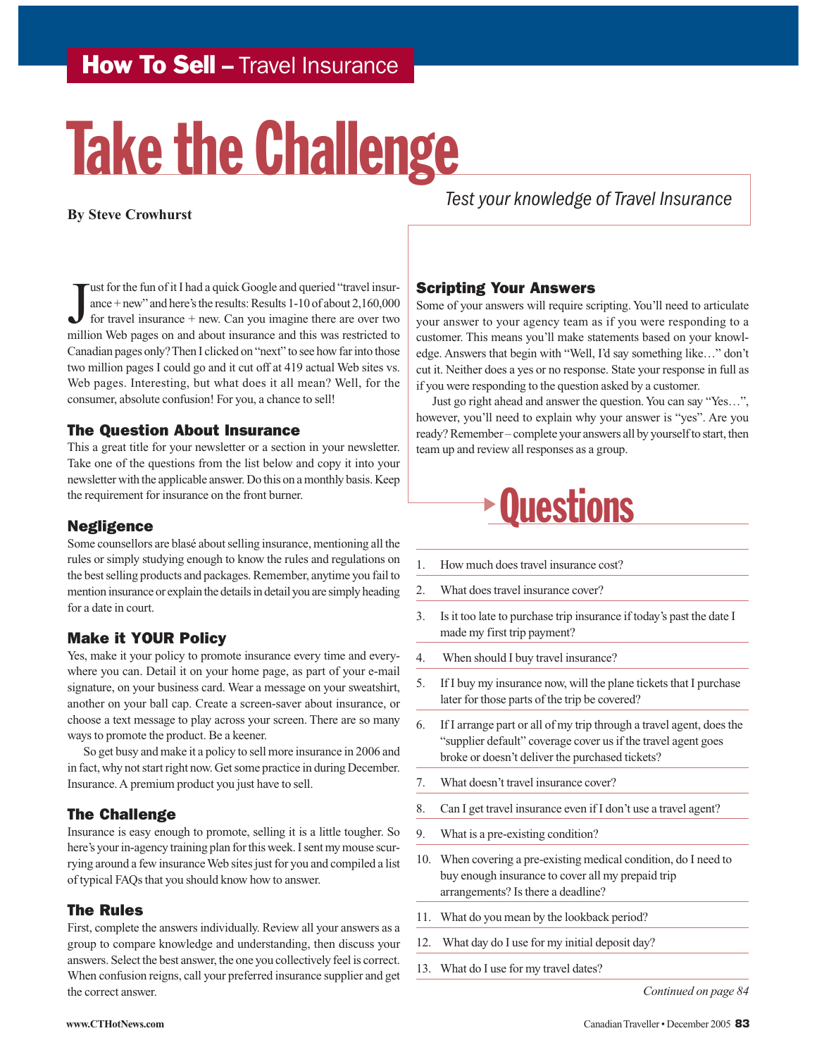How To Sell – Travel Insurance

# Take the Challenge

*Test your knowledge of Travel Insurance*

**By Steve Crowhurst**

Just for the fun of it I had a quick Google and queried "travel insurance + new" and here's the results: Results 1-10 of about 2,160,000 for travel insurance + new. Can you imagine there are over two million Web pages on and about insurance and this was restricted to Canadian pages only? Then I clicked on "next" to see how far into those two million pages I could go and it cut off at 419 actual Web sites vs. Web pages. Interesting, but what does it all mean? Well, for the consumer, absolute confusion! For you, a chance to sell!

## The Question About Insurance

This a great title for your newsletter or a section in your newsletter. Take one of the questions from the list below and copy it into your newsletter with the applicable answer. Do this on a monthly basis. Keep the requirement for insurance on the front burner.

## Negligence

Some counsellors are blasé about selling insurance, mentioning all the rules or simply studying enough to know the rules and regulations on the best selling products and packages. Remember, anytime you fail to mention insurance or explain the details in detail you are simply heading for a date in court.

## Make it YOUR Policy

Yes, make it your policy to promote insurance every time and everywhere you can. Detail it on your home page, as part of your e-mail signature, on your business card. Wear a message on your sweatshirt, another on your ball cap. Create a screen-saver about insurance, or choose a text message to play across your screen. There are so many ways to promote the product. Be a keener.

So get busy and make it a policy to sell more insurance in 2006 and in fact, why not start right now. Get some practice in during December. Insurance. A premium product you just have to sell.

## The Challenge

Insurance is easy enough to promote, selling it is a little tougher. So here's your in-agency training plan for this week. I sent my mouse scurrying around a few insurance Web sites just for you and compiled a list of typical FAQs that you should know how to answer.

## The Rules

First, complete the answers individually. Review all your answers as a group to compare knowledge and understanding, then discuss your answers. Select the best answer, the one you collectively feel is correct. When confusion reigns, call your preferred insurance supplier and get the correct answer.

## Scripting Your Answers

Some of your answers will require scripting. You'll need to articulate your answer to your agency team as if you were responding to a customer. This means you'll make statements based on your knowledge. Answers that begin with "Well, I'd say something like…" don't cut it. Neither does a yes or no response. State your response in full as if you were responding to the question asked by a customer.

Just go right ahead and answer the question. You can say "Yes…", however, you'll need to explain why your answer is "yes". Are you ready? Remember – complete your answers all by yourself to start, then team up and review all responses as a group.

## Questions

1. How much does travel insurance cost?
2. What does travel insurance cover?
3. Is it too late to purchase trip insurance if today's past the date I made my first trip payment?
4. When should I buy travel insurance?
5. If I buy my insurance now, will the plane tickets that I purchase later for those parts of the trip be covered?
6. If I arrange part or all of my trip through a travel agent, does the "supplier default" coverage cover us if the travel agent goes broke or doesn't deliver the purchased tickets?
7. What doesn't travel insurance cover?
8. Can I get travel insurance even if I don't use a travel agent?
9. What is a pre-existing condition?
10. When covering a pre-existing medical condition, do I need to buy enough insurance to cover all my prepaid trip arrangements? Is there a deadline?
11. What do you mean by the lookback period?
12. What day do I use for my initial deposit day?
13. What do I use for my travel dates?

*Continued on page 84*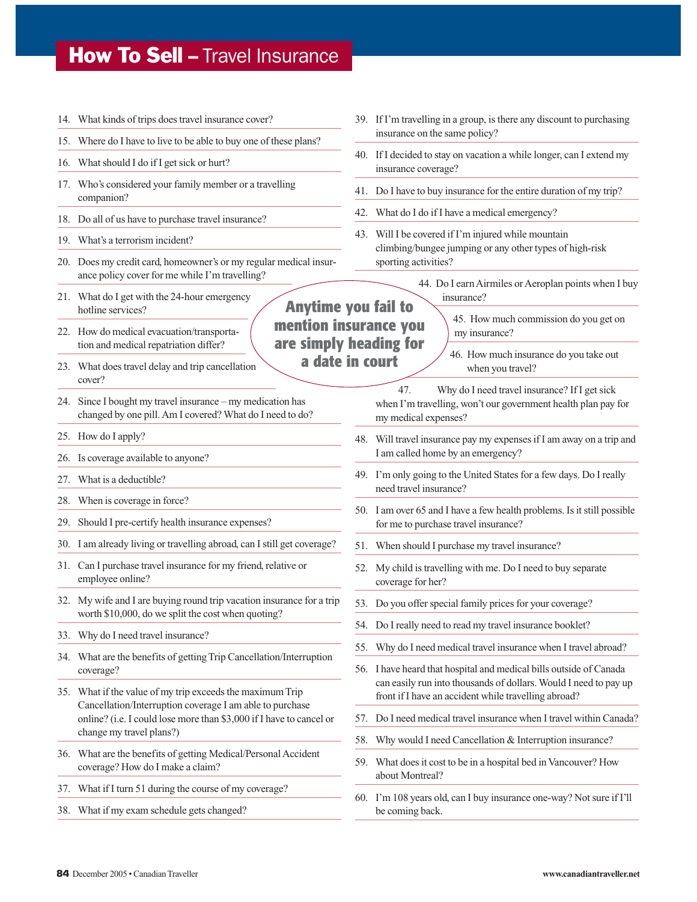## How To Sell – Travel Insurance

14. What kinds of trips does travel insurance cover?
15. Where do I have to live to be able to buy one of these plans?
16. What should I do if I get sick or hurt?
17. Who's considered your family member or a travelling companion?
18. Do all of us have to purchase travel insurance?
19. What's a terrorism incident?
20. Does my credit card, homeowner's or my regular medical insurance policy cover for me while I'm travelling?
21. What do I get with the 24-hour emergency hotline services?
22. How do medical evacuation/transportation and medical repatriation differ?
23. What does travel delay and trip cancellation cover?
24. Since I bought my travel insurance – my medication has changed by one pill. Am I covered? What do I need to do?
25. How do I apply?
26. Is coverage available to anyone?
27. What is a deductible?
28. When is coverage in force?
29. Should I pre-certify health insurance expenses?
30. I am already living or travelling abroad, can I still get coverage?
31. Can I purchase travel insurance for my friend, relative or employee online?
32. My wife and I are buying round trip vacation insurance for a trip worth $10,000, do we split the cost when quoting?
33. Why do I need travel insurance?
34. What are the benefits of getting Trip Cancellation/Interruption coverage?
35. What if the value of my trip exceeds the maximum Trip Cancellation/Interruption coverage I am able to purchase online? (i.e. I could lose more than $3,000 if I have to cancel or change my travel plans?)
36. What are the benefits of getting Medical/Personal Accident coverage? How do I make a claim?
37. What if I turn 51 during the course of my coverage?
38. What if my exam schedule gets changed?
39. If I'm travelling in a group, is there any discount to purchasing insurance on the same policy?
40. If I decided to stay on vacation a while longer, can I extend my insurance coverage?
41. Do I have to buy insurance for the entire duration of my trip?
42. What do I do if I have a medical emergency?
43. Will I be covered if I'm injured while mountain climbing/bungee jumping or any other types of high-risk sporting activities?
44. Do I earn Airmiles or Aeroplan points when I buy insurance?
45. How much commission do you get on my insurance?
46. How much insurance do you take out when you travel?
47. Why do I need travel insurance? If I get sick when I'm travelling, won't our government health plan pay for my medical expenses?
48. Will travel insurance pay my expenses if I am away on a trip and I am called home by an emergency?
49. I'm only going to the United States for a few days. Do I really need travel insurance?
50. I am over 65 and I have a few health problems. Is it still possible for me to purchase travel insurance?
51. When should I purchase my travel insurance?
52. My child is travelling with me. Do I need to buy separate coverage for her?
53. Do you offer special family prices for your coverage?
54. Do I really need to read my travel insurance booklet?
55. Why do I need medical travel insurance when I travel abroad?
56. I have heard that hospital and medical bills outside of Canada can easily run into thousands of dollars. Would I need to pay up front if I have an accident while travelling abroad?
57. Do I need medical travel insurance when I travel within Canada?
58. Why would I need Cancellation & Interruption insurance?
59. What does it cost to be in a hospital bed in Vancouver? How about Montreal?
60. I'm 108 years old, can I buy insurance one-way? Not sure if I'll be coming back.

**Anytime you fail to mention insurance you are simply heading for a date in court**